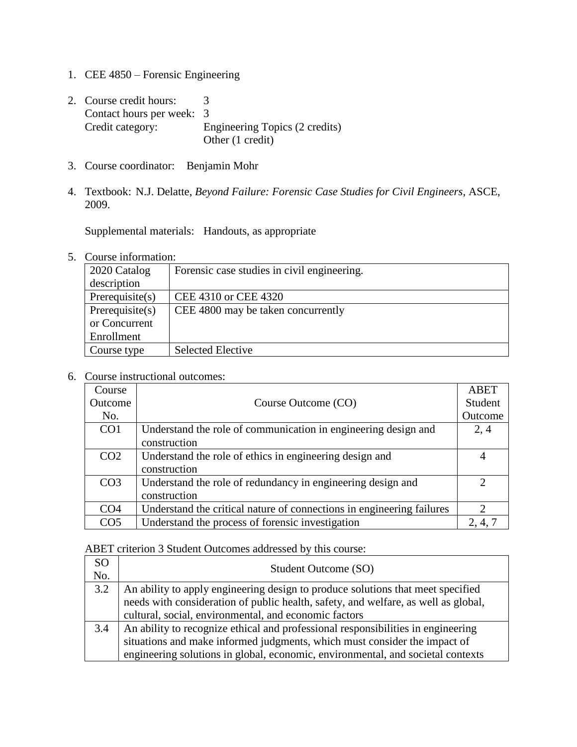1. CEE 4850 – Forensic Engineering

2. Course credit hours: 3
   Contact hours per week: 3
   Credit category: Engineering Topics (2 credits)
   Other (1 credit)

3. Course coordinator: Benjamin Mohr

4. Textbook: N.J. Delatte, *Beyond Failure: Forensic Case Studies for Civil Engineers,* ASCE, 2009.

   Supplemental materials: Handouts, as appropriate

5. Course information:

| 2020 Catalog description | Forensic case studies in civil engineering. |
|---|---|
| Prerequisite(s) | CEE 4310 or CEE 4320 |
| Prerequisite(s) or Concurrent Enrollment | CEE 4800 may be taken concurrently |
| Course type | Selected Elective |

6. Course instructional outcomes:

| Course Outcome No. | Course Outcome (CO) | ABET Student Outcome |
|---|---|---|
| CO1 | Understand the role of communication in engineering design and construction | 2, 4 |
| CO2 | Understand the role of ethics in engineering design and construction | 4 |
| CO3 | Understand the role of redundancy in engineering design and construction | 2 |
| CO4 | Understand the critical nature of connections in engineering failures | 2 |
| CO5 | Understand the process of forensic investigation | 2, 4, 7 |

ABET criterion 3 Student Outcomes addressed by this course:

| SO No. | Student Outcome (SO) |
|---|---|
| 3.2 | An ability to apply engineering design to produce solutions that meet specified needs with consideration of public health, safety, and welfare, as well as global, cultural, social, environmental, and economic factors |
| 3.4 | An ability to recognize ethical and professional responsibilities in engineering situations and make informed judgments, which must consider the impact of engineering solutions in global, economic, environmental, and societal contexts |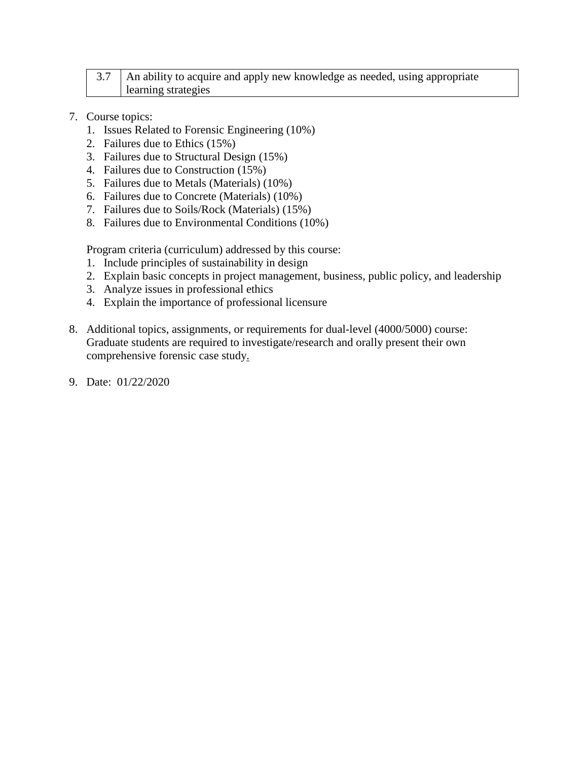| | |
|---|---|
| 3.7 | An ability to acquire and apply new knowledge as needed, using appropriate learning strategies |

7. Course topics:
   1. Issues Related to Forensic Engineering (10%)
   2. Failures due to Ethics (15%)
   3. Failures due to Structural Design (15%)
   4. Failures due to Construction (15%)
   5. Failures due to Metals (Materials) (10%)
   6. Failures due to Concrete (Materials) (10%)
   7. Failures due to Soils/Rock (Materials) (15%)
   8. Failures due to Environmental Conditions (10%)

   Program criteria (curriculum) addressed by this course:
   1. Include principles of sustainability in design
   2. Explain basic concepts in project management, business, public policy, and leadership
   3. Analyze issues in professional ethics
   4. Explain the importance of professional licensure

8. Additional topics, assignments, or requirements for dual-level (4000/5000) course: Graduate students are required to investigate/research and orally present their own comprehensive forensic case study.

9. Date: 01/22/2020